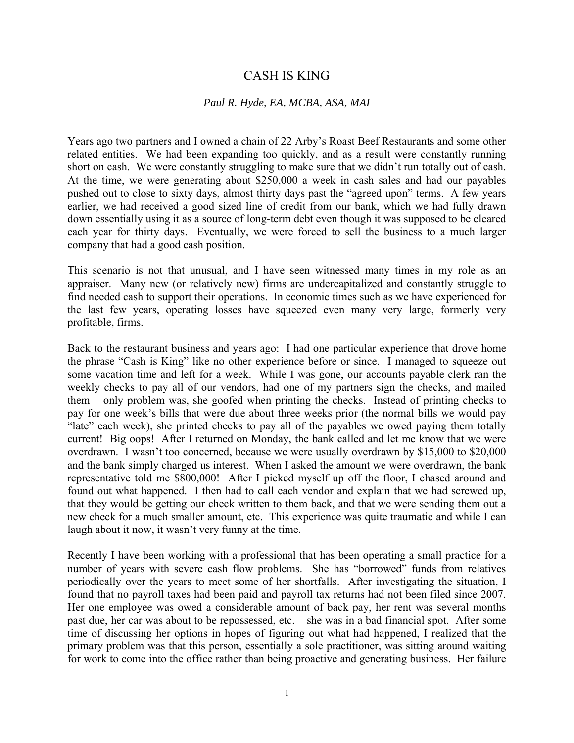# CASH IS KING

*Paul R. Hyde, EA, MCBA, ASA, MAI*

Years ago two partners and I owned a chain of 22 Arby's Roast Beef Restaurants and some other related entities. We had been expanding too quickly, and as a result were constantly running short on cash. We were constantly struggling to make sure that we didn't run totally out of cash. At the time, we were generating about $250,000 a week in cash sales and had our payables pushed out to close to sixty days, almost thirty days past the "agreed upon" terms. A few years earlier, we had received a good sized line of credit from our bank, which we had fully drawn down essentially using it as a source of long-term debt even though it was supposed to be cleared each year for thirty days. Eventually, we were forced to sell the business to a much larger company that had a good cash position.

This scenario is not that unusual, and I have seen witnessed many times in my role as an appraiser. Many new (or relatively new) firms are undercapitalized and constantly struggle to find needed cash to support their operations. In economic times such as we have experienced for the last few years, operating losses have squeezed even many very large, formerly very profitable, firms.

Back to the restaurant business and years ago: I had one particular experience that drove home the phrase "Cash is King" like no other experience before or since. I managed to squeeze out some vacation time and left for a week. While I was gone, our accounts payable clerk ran the weekly checks to pay all of our vendors, had one of my partners sign the checks, and mailed them – only problem was, she goofed when printing the checks. Instead of printing checks to pay for one week's bills that were due about three weeks prior (the normal bills we would pay "late" each week), she printed checks to pay all of the payables we owed paying them totally current! Big oops! After I returned on Monday, the bank called and let me know that we were overdrawn. I wasn't too concerned, because we were usually overdrawn by $15,000 to $20,000 and the bank simply charged us interest. When I asked the amount we were overdrawn, the bank representative told me $800,000! After I picked myself up off the floor, I chased around and found out what happened. I then had to call each vendor and explain that we had screwed up, that they would be getting our check written to them back, and that we were sending them out a new check for a much smaller amount, etc. This experience was quite traumatic and while I can laugh about it now, it wasn't very funny at the time.

Recently I have been working with a professional that has been operating a small practice for a number of years with severe cash flow problems. She has "borrowed" funds from relatives periodically over the years to meet some of her shortfalls. After investigating the situation, I found that no payroll taxes had been paid and payroll tax returns had not been filed since 2007. Her one employee was owed a considerable amount of back pay, her rent was several months past due, her car was about to be repossessed, etc. – she was in a bad financial spot. After some time of discussing her options in hopes of figuring out what had happened, I realized that the primary problem was that this person, essentially a sole practitioner, was sitting around waiting for work to come into the office rather than being proactive and generating business. Her failure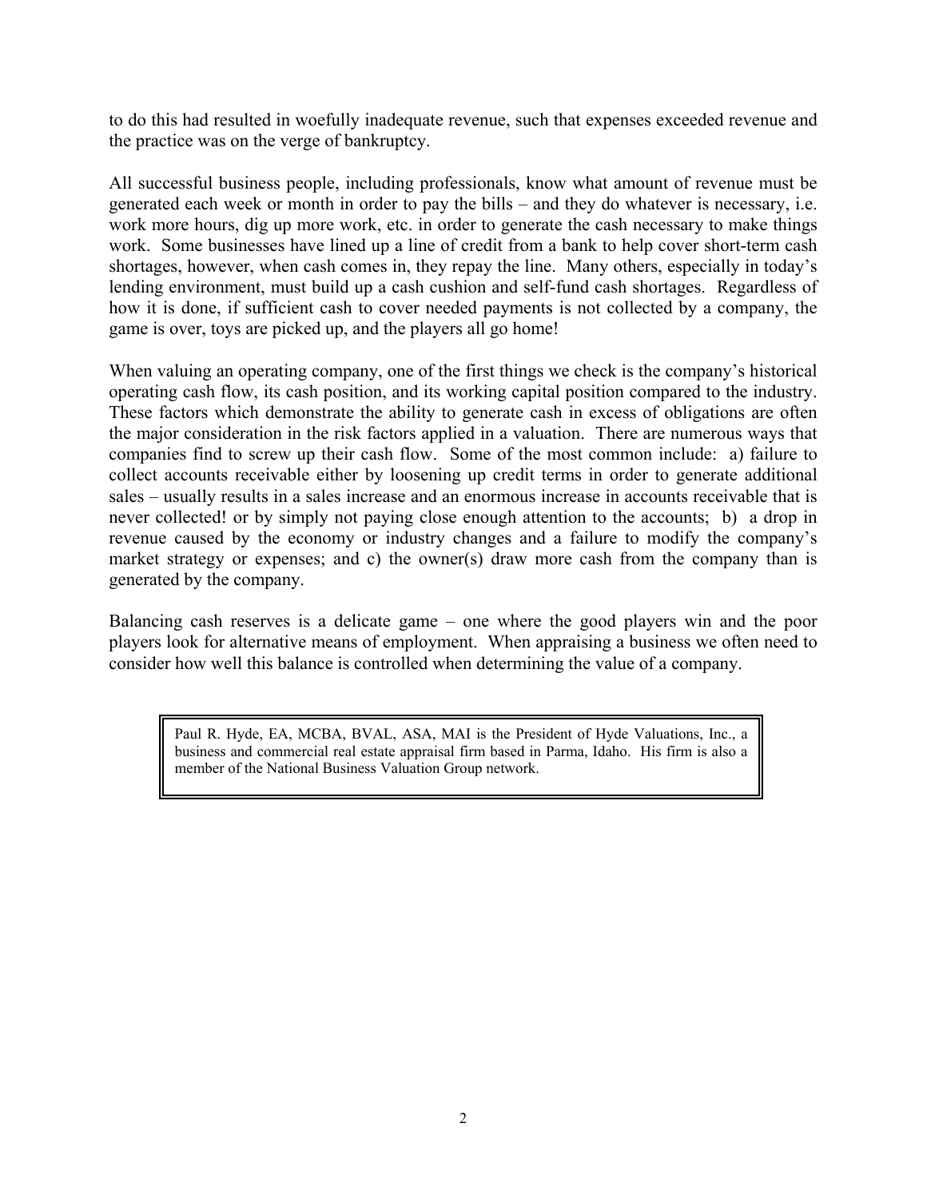to do this had resulted in woefully inadequate revenue, such that expenses exceeded revenue and the practice was on the verge of bankruptcy.

All successful business people, including professionals, know what amount of revenue must be generated each week or month in order to pay the bills – and they do whatever is necessary, i.e. work more hours, dig up more work, etc. in order to generate the cash necessary to make things work. Some businesses have lined up a line of credit from a bank to help cover short-term cash shortages, however, when cash comes in, they repay the line. Many others, especially in today's lending environment, must build up a cash cushion and self-fund cash shortages. Regardless of how it is done, if sufficient cash to cover needed payments is not collected by a company, the game is over, toys are picked up, and the players all go home!

When valuing an operating company, one of the first things we check is the company's historical operating cash flow, its cash position, and its working capital position compared to the industry. These factors which demonstrate the ability to generate cash in excess of obligations are often the major consideration in the risk factors applied in a valuation. There are numerous ways that companies find to screw up their cash flow. Some of the most common include: a) failure to collect accounts receivable either by loosening up credit terms in order to generate additional sales – usually results in a sales increase and an enormous increase in accounts receivable that is never collected! or by simply not paying close enough attention to the accounts; b) a drop in revenue caused by the economy or industry changes and a failure to modify the company's market strategy or expenses; and c) the owner(s) draw more cash from the company than is generated by the company.

Balancing cash reserves is a delicate game – one where the good players win and the poor players look for alternative means of employment. When appraising a business we often need to consider how well this balance is controlled when determining the value of a company.

> Paul R. Hyde, EA, MCBA, BVAL, ASA, MAI is the President of Hyde Valuations, Inc., a business and commercial real estate appraisal firm based in Parma, Idaho. His firm is also a member of the National Business Valuation Group network.